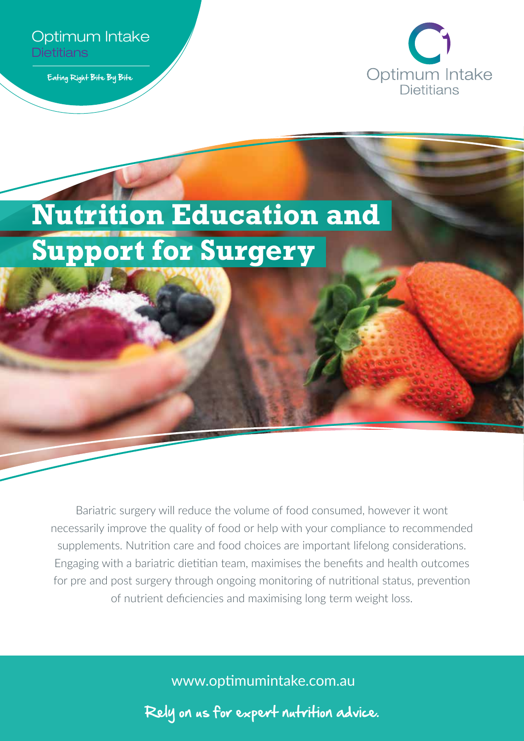Optimum Intake Dietitians

Eating Right Bite By Bite

Optimum Intake Dietitians

# Nutrition Education and Support for Surgery

Bariatric surgery will reduce the volume of food consumed, however it wont necessarily improve the quality of food or help with your compliance to recommended supplements. Nutrition care and food choices are important lifelong considerations. Engaging with a bariatric dietitian team, maximises the benefits and health outcomes for pre and post surgery through ongoing monitoring of nutritional status, prevention of nutrient deficiencies and maximising long term weight loss.

www.optimumintake.com.au

Rely on us for expert nutrition advice.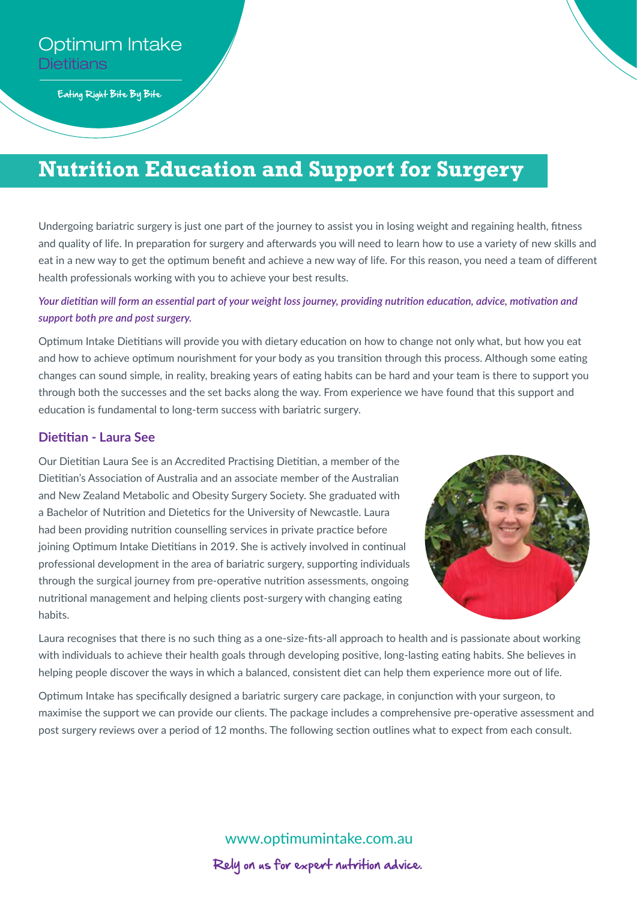Optimum Intake
Dietitians

Eating Right Bite By Bite

# Nutrition Education and Support for Surgery

Undergoing bariatric surgery is just one part of the journey to assist you in losing weight and regaining health, fitness and quality of life. In preparation for surgery and afterwards you will need to learn how to use a variety of new skills and eat in a new way to get the optimum benefit and achieve a new way of life. For this reason, you need a team of different health professionals working with you to achieve your best results.

*Your dietitian will form an essential part of your weight loss journey, providing nutrition education, advice, motivation and support both pre and post surgery.*

Optimum Intake Dietitians will provide you with dietary education on how to change not only what, but how you eat and how to achieve optimum nourishment for your body as you transition through this process. Although some eating changes can sound simple, in reality, breaking years of eating habits can be hard and your team is there to support you through both the successes and the set backs along the way. From experience we have found that this support and education is fundamental to long-term success with bariatric surgery.

## Dietitian - Laura See

Our Dietitian Laura See is an Accredited Practising Dietitian, a member of the Dietitian's Association of Australia and an associate member of the Australian and New Zealand Metabolic and Obesity Surgery Society. She graduated with a Bachelor of Nutrition and Dietetics for the University of Newcastle. Laura had been providing nutrition counselling services in private practice before joining Optimum Intake Dietitians in 2019. She is actively involved in continual professional development in the area of bariatric surgery, supporting individuals through the surgical journey from pre-operative nutrition assessments, ongoing nutritional management and helping clients post-surgery with changing eating habits.

Laura recognises that there is no such thing as a one-size-fits-all approach to health and is passionate about working with individuals to achieve their health goals through developing positive, long-lasting eating habits. She believes in helping people discover the ways in which a balanced, consistent diet can help them experience more out of life.

Optimum Intake has specifically designed a bariatric surgery care package, in conjunction with your surgeon, to maximise the support we can provide our clients. The package includes a comprehensive pre-operative assessment and post surgery reviews over a period of 12 months. The following section outlines what to expect from each consult.

www.optimumintake.com.au

Rely on us for expert nutrition advice.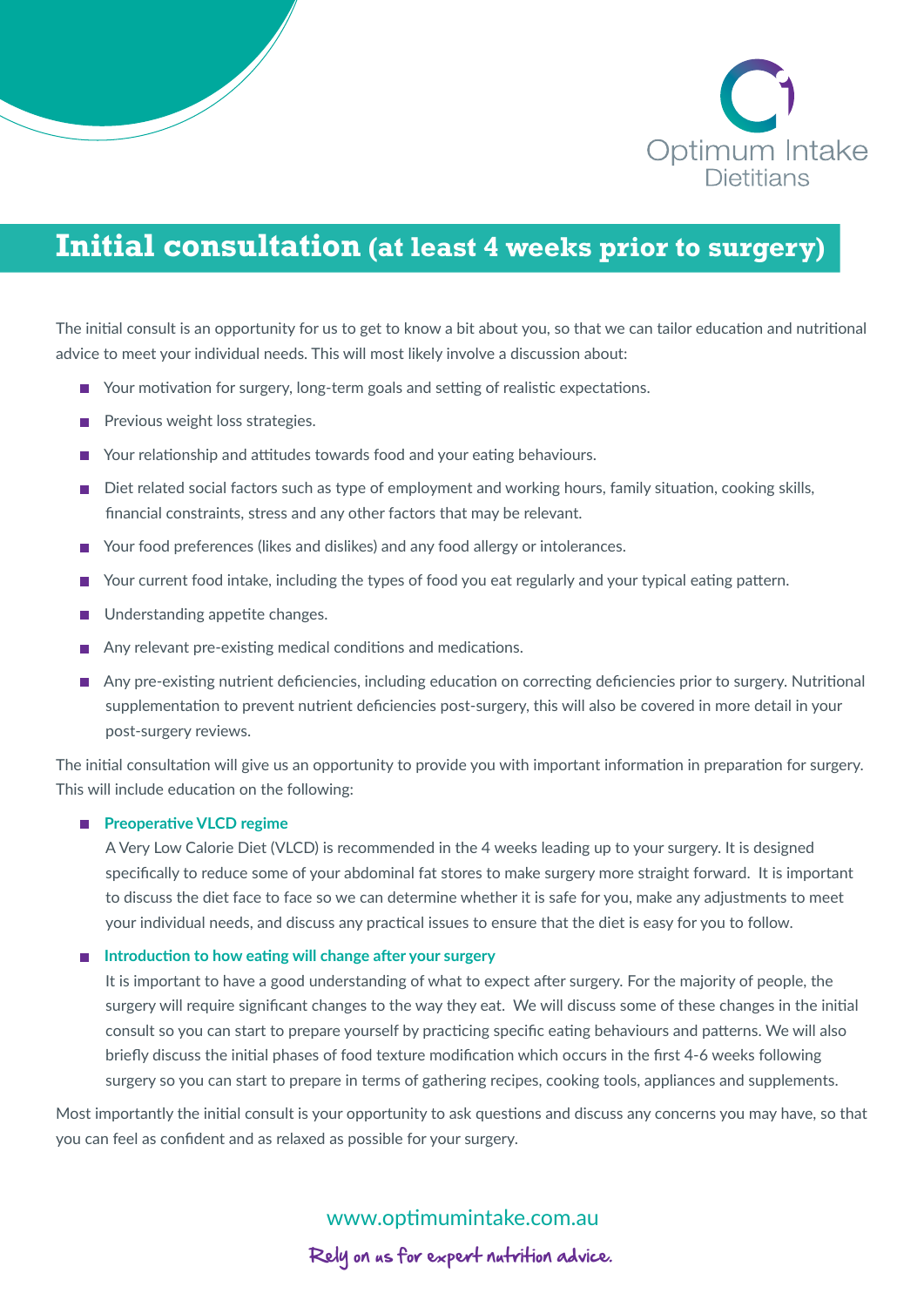Optimum Intake Dietitians

# Initial consultation (at least 4 weeks prior to surgery)

The initial consult is an opportunity for us to get to know a bit about you, so that we can tailor education and nutritional advice to meet your individual needs. This will most likely involve a discussion about:

- Your motivation for surgery, long-term goals and setting of realistic expectations.
- Previous weight loss strategies.
- Your relationship and attitudes towards food and your eating behaviours.
- Diet related social factors such as type of employment and working hours, family situation, cooking skills, financial constraints, stress and any other factors that may be relevant.
- Your food preferences (likes and dislikes) and any food allergy or intolerances.
- Your current food intake, including the types of food you eat regularly and your typical eating pattern.
- Understanding appetite changes.
- Any relevant pre-existing medical conditions and medications.
- Any pre-existing nutrient deficiencies, including education on correcting deficiencies prior to surgery. Nutritional supplementation to prevent nutrient deficiencies post-surgery, this will also be covered in more detail in your post-surgery reviews.

The initial consultation will give us an opportunity to provide you with important information in preparation for surgery. This will include education on the following:

- **Preoperative VLCD regime**

  A Very Low Calorie Diet (VLCD) is recommended in the 4 weeks leading up to your surgery. It is designed specifically to reduce some of your abdominal fat stores to make surgery more straight forward. It is important to discuss the diet face to face so we can determine whether it is safe for you, make any adjustments to meet your individual needs, and discuss any practical issues to ensure that the diet is easy for you to follow.

- **Introduction to how eating will change after your surgery**

  It is important to have a good understanding of what to expect after surgery. For the majority of people, the surgery will require significant changes to the way they eat. We will discuss some of these changes in the initial consult so you can start to prepare yourself by practicing specific eating behaviours and patterns. We will also briefly discuss the initial phases of food texture modification which occurs in the first 4-6 weeks following surgery so you can start to prepare in terms of gathering recipes, cooking tools, appliances and supplements.

Most importantly the initial consult is your opportunity to ask questions and discuss any concerns you may have, so that you can feel as confident and as relaxed as possible for your surgery.

www.optimumintake.com.au

Rely on us for expert nutrition advice.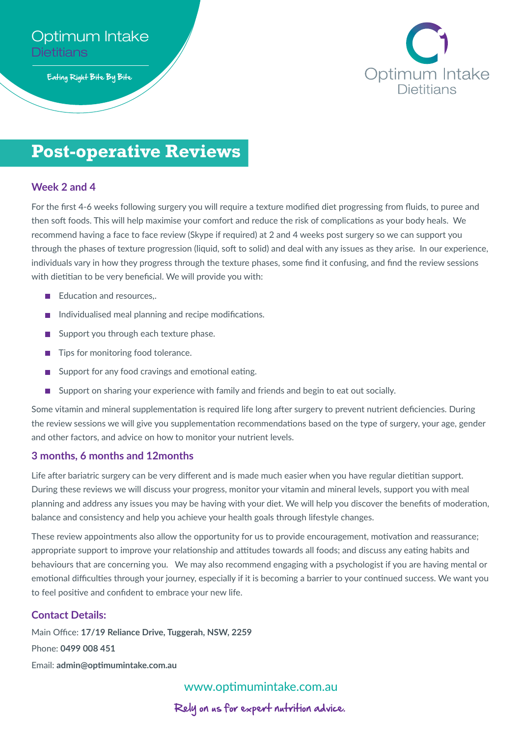Optimum Intake
Dietitians

Eating Right Bite By Bite

Optimum Intake
Dietitians

# Post-operative Reviews

## Week 2 and 4

For the first 4-6 weeks following surgery you will require a texture modified diet progressing from fluids, to puree and then soft foods. This will help maximise your comfort and reduce the risk of complications as your body heals. We recommend having a face to face review (Skype if required) at 2 and 4 weeks post surgery so we can support you through the phases of texture progression (liquid, soft to solid) and deal with any issues as they arise. In our experience, individuals vary in how they progress through the texture phases, some find it confusing, and find the review sessions with dietitian to be very beneficial. We will provide you with:

- Education and resources,.
- Individualised meal planning and recipe modifications.
- Support you through each texture phase.
- Tips for monitoring food tolerance.
- Support for any food cravings and emotional eating.
- Support on sharing your experience with family and friends and begin to eat out socially.

Some vitamin and mineral supplementation is required life long after surgery to prevent nutrient deficiencies. During the review sessions we will give you supplementation recommendations based on the type of surgery, your age, gender and other factors, and advice on how to monitor your nutrient levels.

## 3 months, 6 months and 12months

Life after bariatric surgery can be very different and is made much easier when you have regular dietitian support. During these reviews we will discuss your progress, monitor your vitamin and mineral levels, support you with meal planning and address any issues you may be having with your diet. We will help you discover the benefits of moderation, balance and consistency and help you achieve your health goals through lifestyle changes.

These review appointments also allow the opportunity for us to provide encouragement, motivation and reassurance; appropriate support to improve your relationship and attitudes towards all foods; and discuss any eating habits and behaviours that are concerning you. We may also recommend engaging with a psychologist if you are having mental or emotional difficulties through your journey, especially if it is becoming a barrier to your continued success. We want you to feel positive and confident to embrace your new life.

## Contact Details:

Main Office: **17/19 Reliance Drive, Tuggerah, NSW, 2259**

Phone: **0499 008 451**

Email: **admin@optimumintake.com.au**

www.optimumintake.com.au

Rely on us for expert nutrition advice.